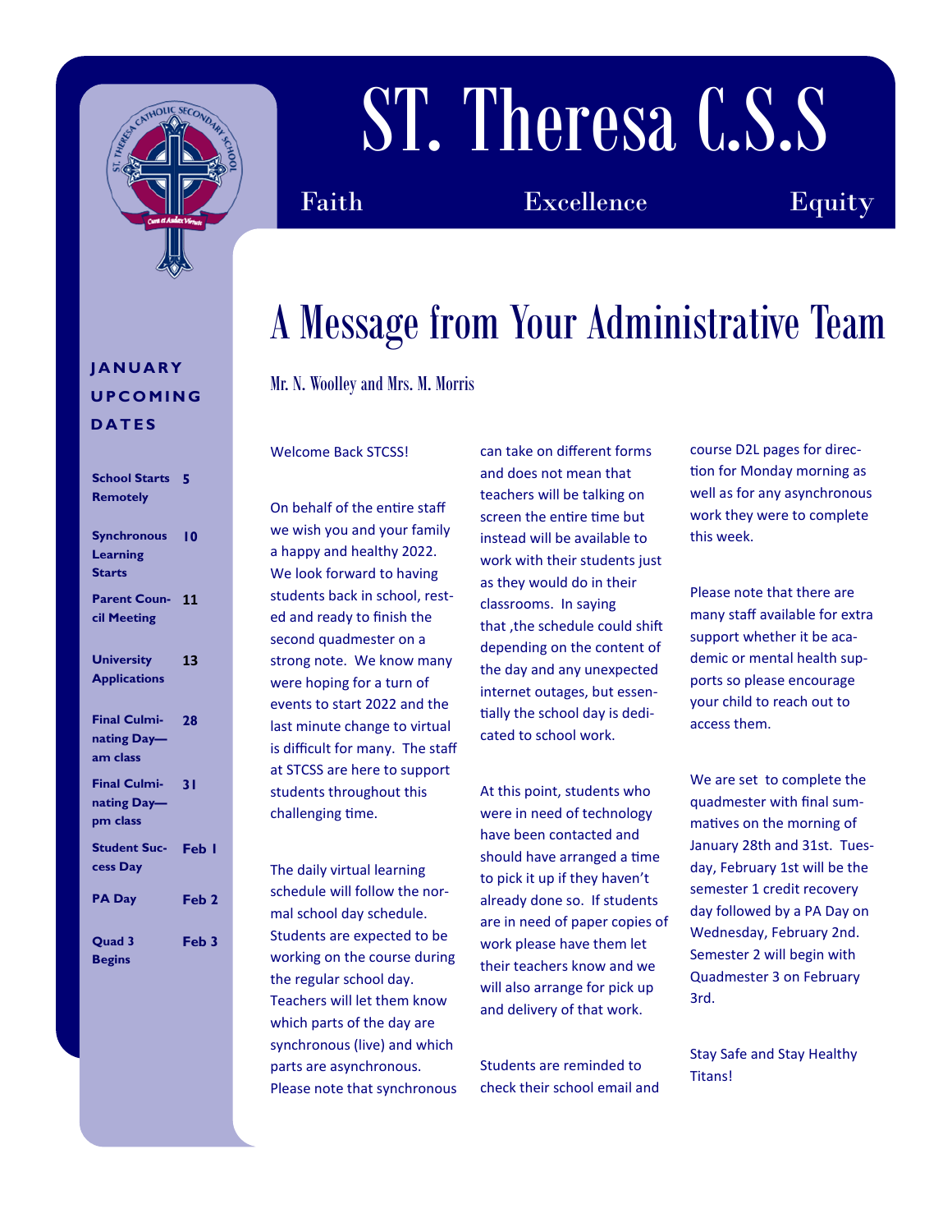# ST. Theresa C.S.S

Faith Excellence Equity

## JANUARY UPCOMING DATES

| Event | Date |
| --- | --- |
| **School Starts Remotely** | **5** |
| **Synchronous Learning Starts** | **10** |
| **Parent Council Meeting** | **11** |
| **University Applications** | **13** |
| **Final Culminating Day—am class** | **28** |
| **Final Culminating Day—pm class** | **31** |
| **Student Success Day** | **Feb 1** |
| **PA Day** | **Feb 2** |
| **Quad 3 Begins** | **Feb 3** |

# A Message from Your Administrative Team

Mr. N. Woolley and Mrs. M. Morris

Welcome Back STCSS!

On behalf of the entire staff we wish you and your family a happy and healthy 2022. We look forward to having students back in school, rested and ready to finish the second quadmester on a strong note. We know many were hoping for a turn of events to start 2022 and the last minute change to virtual is difficult for many. The staff at STCSS are here to support students throughout this challenging time.

The daily virtual learning schedule will follow the normal school day schedule. Students are expected to be working on the course during the regular school day. Teachers will let them know which parts of the day are synchronous (live) and which parts are asynchronous. Please note that synchronous can take on different forms and does not mean that teachers will be talking on screen the entire time but instead will be available to work with their students just as they would do in their classrooms. In saying that ,the schedule could shift depending on the content of the day and any unexpected internet outages, but essentially the school day is dedicated to school work.

At this point, students who were in need of technology have been contacted and should have arranged a time to pick it up if they haven't already done so. If students are in need of paper copies of work please have them let their teachers know and we will also arrange for pick up and delivery of that work.

Students are reminded to check their school email and course D2L pages for direction for Monday morning as well as for any asynchronous work they were to complete this week.

Please note that there are many staff available for extra support whether it be academic or mental health supports so please encourage your child to reach out to access them.

We are set to complete the quadmester with final summatives on the morning of January 28th and 31st. Tuesday, February 1st will be the semester 1 credit recovery day followed by a PA Day on Wednesday, February 2nd. Semester 2 will begin with Quadmester 3 on February 3rd.

Stay Safe and Stay Healthy Titans!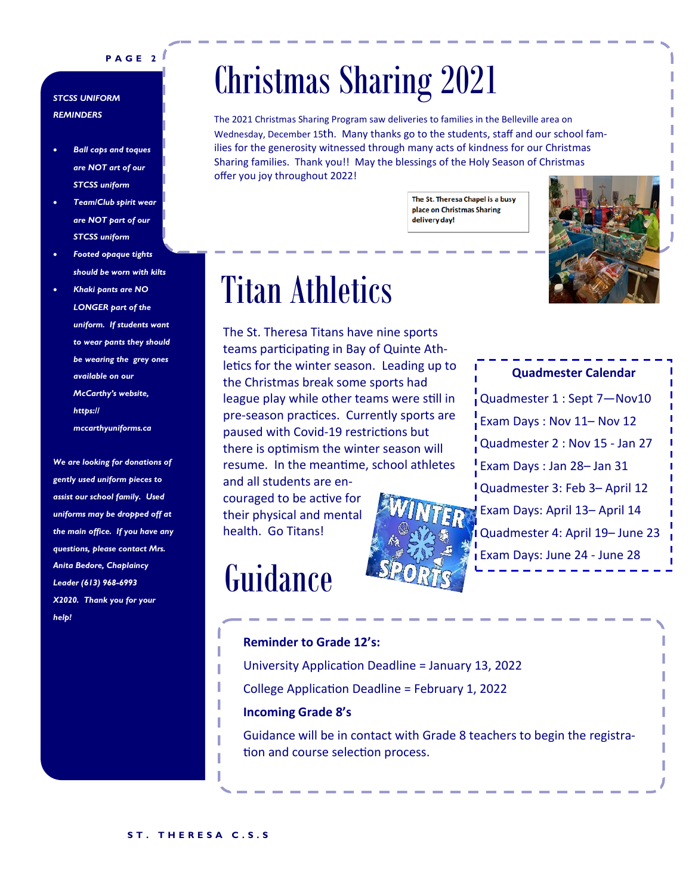***STCSS UNIFORM REMINDERS***

- ***Ball caps and toques are NOT art of our STCSS uniform***
- ***Team/Club spirit wear are NOT part of our STCSS uniform***
- ***Footed opaque tights should be worn with kilts***
- ***Khaki pants are NO LONGER part of the uniform. If students want to wear pants they should be wearing the grey ones available on our McCarthy's website, https://mccarthyuniforms.ca***

***We are looking for donations of gently used uniform pieces to assist our school family. Used uniforms may be dropped off at the main office. If you have any questions, please contact Mrs. Anita Bedore, Chaplaincy Leader (613) 968-6993 X2020. Thank you for your help!***

# Christmas Sharing 2021

The 2021 Christmas Sharing Program saw deliveries to families in the Belleville area on Wednesday, December 15th. Many thanks go to the students, staff and our school families for the generosity witnessed through many acts of kindness for our Christmas Sharing families. Thank you!! May the blessings of the Holy Season of Christmas offer you joy throughout 2022!

The St. Theresa Chapel is a busy place on Christmas Sharing delivery day!

# Titan Athletics

The St. Theresa Titans have nine sports teams participating in Bay of Quinte Athletics for the winter season. Leading up to the Christmas break some sports had league play while other teams were still in pre-season practices. Currently sports are paused with Covid-19 restrictions but there is optimism the winter season will resume. In the meantime, school athletes and all students are encouraged to be active for their physical and mental health. Go Titans!

**Quadmester Calendar**

Quadmester 1 : Sept 7—Nov10
Exam Days : Nov 11– Nov 12
Quadmester 2 : Nov 15 - Jan 27
Exam Days : Jan 28– Jan 31
Quadmester 3: Feb 3– April 12
Exam Days: April 13– April 14
Quadmester 4: April 19– June 23
Exam Days: June 24 - June 28

# Guidance

**Reminder to Grade 12's:**

University Application Deadline = January 13, 2022

College Application Deadline = February 1, 2022

**Incoming Grade 8's**

Guidance will be in contact with Grade 8 teachers to begin the registration and course selection process.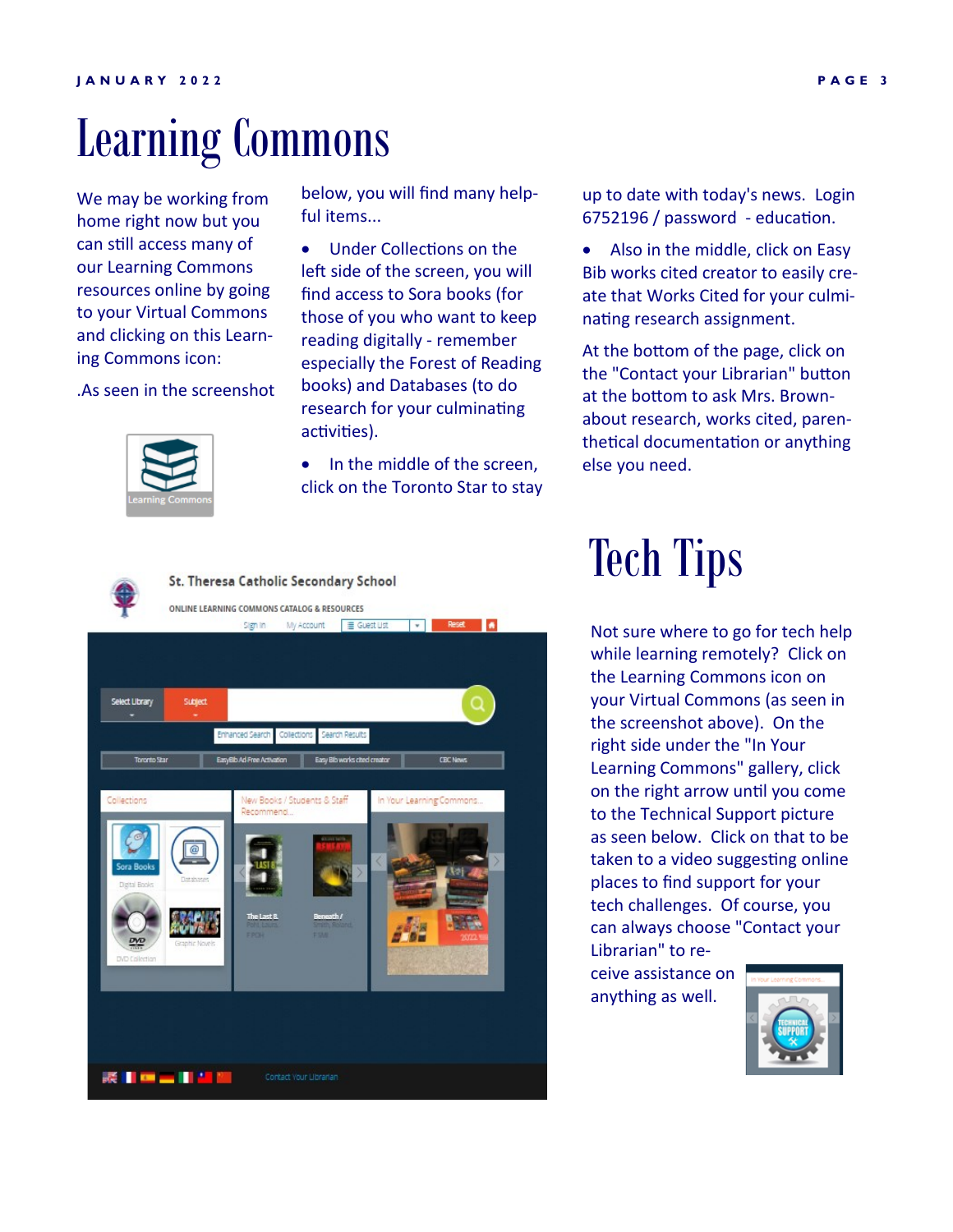# Learning Commons

We may be working from home right now but you can still access many of our Learning Commons resources online by going to your Virtual Commons and clicking on this Learning Commons icon:

.As seen in the screenshot below, you will find many helpful items...

- Under Collections on the left side of the screen, you will find access to Sora books (for those of you who want to keep reading digitally - remember especially the Forest of Reading books) and Databases (to do research for your culminating activities).
- In the middle of the screen, click on the Toronto Star to stay up to date with today's news. Login 6752196 / password - education.
- Also in the middle, click on Easy Bib works cited creator to easily create that Works Cited for your culminating research assignment.

At the bottom of the page, click on the "Contact your Librarian" button at the bottom to ask Mrs. Brown- about research, works cited, parenthetical documentation or anything else you need.

# Tech Tips

Not sure where to go for tech help while learning remotely? Click on the Learning Commons icon on your Virtual Commons (as seen in the screenshot above). On the right side under the "In Your Learning Commons" gallery, click on the right arrow until you come to the Technical Support picture as seen below. Click on that to be taken to a video suggesting online places to find support for your tech challenges. Of course, you can always choose "Contact your Librarian" to receive assistance on anything as well.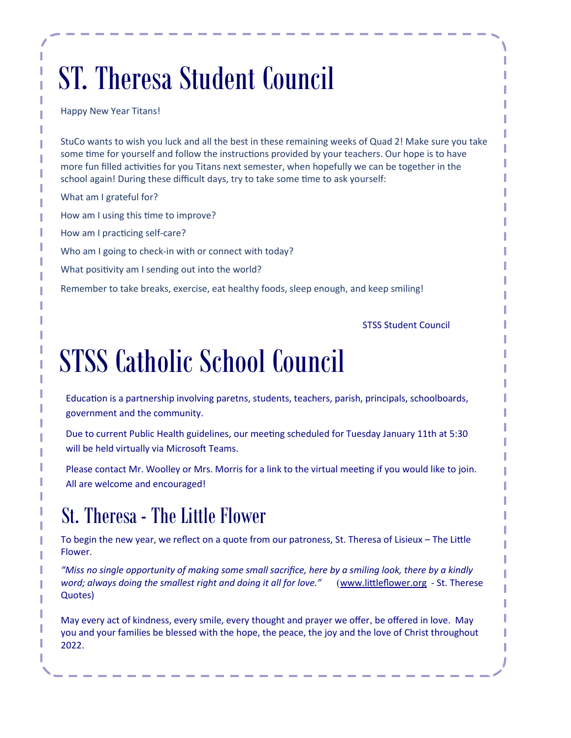# ST. Theresa Student Council

Happy New Year Titans!

StuCo wants to wish you luck and all the best in these remaining weeks of Quad 2! Make sure you take some time for yourself and follow the instructions provided by your teachers. Our hope is to have more fun filled activities for you Titans next semester, when hopefully we can be together in the school again! During these difficult days, try to take some time to ask yourself:

What am I grateful for?

How am I using this time to improve?

How am I practicing self-care?

Who am I going to check-in with or connect with today?

What positivity am I sending out into the world?

Remember to take breaks, exercise, eat healthy foods, sleep enough, and keep smiling!

STSS Student Council

# STSS Catholic School Council

Education is a partnership involving paretns, students, teachers, parish, principals, schoolboards, government and the community.

Due to current Public Health guidelines, our meeting scheduled for Tuesday January 11th at 5:30 will be held virtually via Microsoft Teams.

Please contact Mr. Woolley or Mrs. Morris for a link to the virtual meeting if you would like to join. All are welcome and encouraged!

## St. Theresa - The Little Flower

To begin the new year, we reflect on a quote from our patroness, St. Theresa of Lisieux – The Little Flower.

*"Miss no single opportunity of making some small sacrifice, here by a smiling look, there by a kindly word; always doing the smallest right and doing it all for love."* (www.littleflower.org - St. Therese Quotes)

May every act of kindness, every smile, every thought and prayer we offer, be offered in love. May you and your families be blessed with the hope, the peace, the joy and the love of Christ throughout 2022.